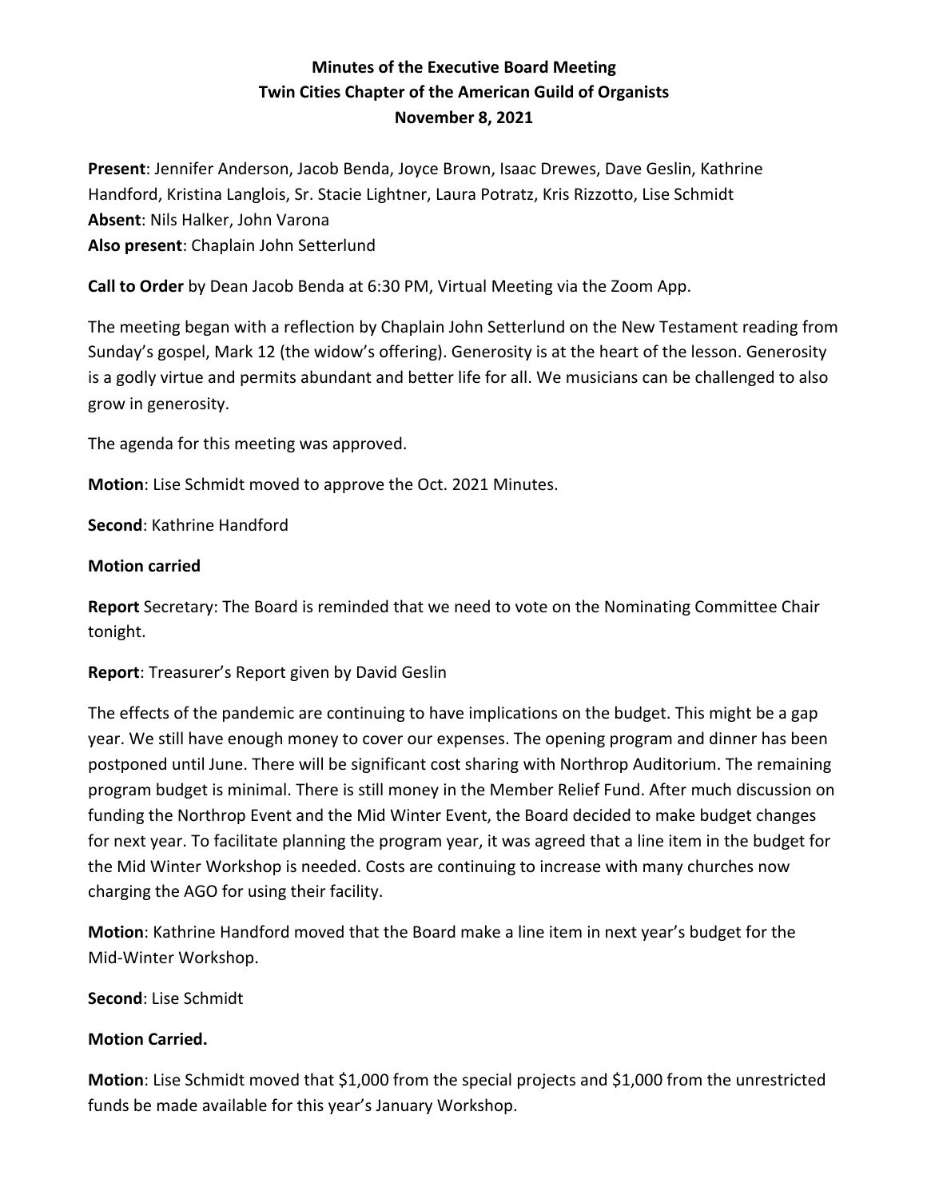**Minutes of the Executive Board Meeting**
**Twin Cities Chapter of the American Guild of Organists**
**November 8, 2021**

**Present**: Jennifer Anderson, Jacob Benda, Joyce Brown, Isaac Drewes, Dave Geslin, Kathrine Handford, Kristina Langlois, Sr. Stacie Lightner, Laura Potratz, Kris Rizzotto, Lise Schmidt
**Absent**: Nils Halker, John Varona
**Also present**: Chaplain John Setterlund

**Call to Order** by Dean Jacob Benda at 6:30 PM, Virtual Meeting via the Zoom App.

The meeting began with a reflection by Chaplain John Setterlund on the New Testament reading from Sunday's gospel, Mark 12 (the widow's offering). Generosity is at the heart of the lesson. Generosity is a godly virtue and permits abundant and better life for all. We musicians can be challenged to also grow in generosity.

The agenda for this meeting was approved.

**Motion**: Lise Schmidt moved to approve the Oct. 2021 Minutes.

**Second**: Kathrine Handford

**Motion carried**

**Report** Secretary: The Board is reminded that we need to vote on the Nominating Committee Chair tonight.

**Report**: Treasurer's Report given by David Geslin

The effects of the pandemic are continuing to have implications on the budget. This might be a gap year. We still have enough money to cover our expenses. The opening program and dinner has been postponed until June. There will be significant cost sharing with Northrop Auditorium. The remaining program budget is minimal. There is still money in the Member Relief Fund. After much discussion on funding the Northrop Event and the Mid Winter Event, the Board decided to make budget changes for next year. To facilitate planning the program year, it was agreed that a line item in the budget for the Mid Winter Workshop is needed. Costs are continuing to increase with many churches now charging the AGO for using their facility.

**Motion**: Kathrine Handford moved that the Board make a line item in next year's budget for the Mid-Winter Workshop.

**Second**: Lise Schmidt

**Motion Carried.**

**Motion**: Lise Schmidt moved that $1,000 from the special projects and $1,000 from the unrestricted funds be made available for this year's January Workshop.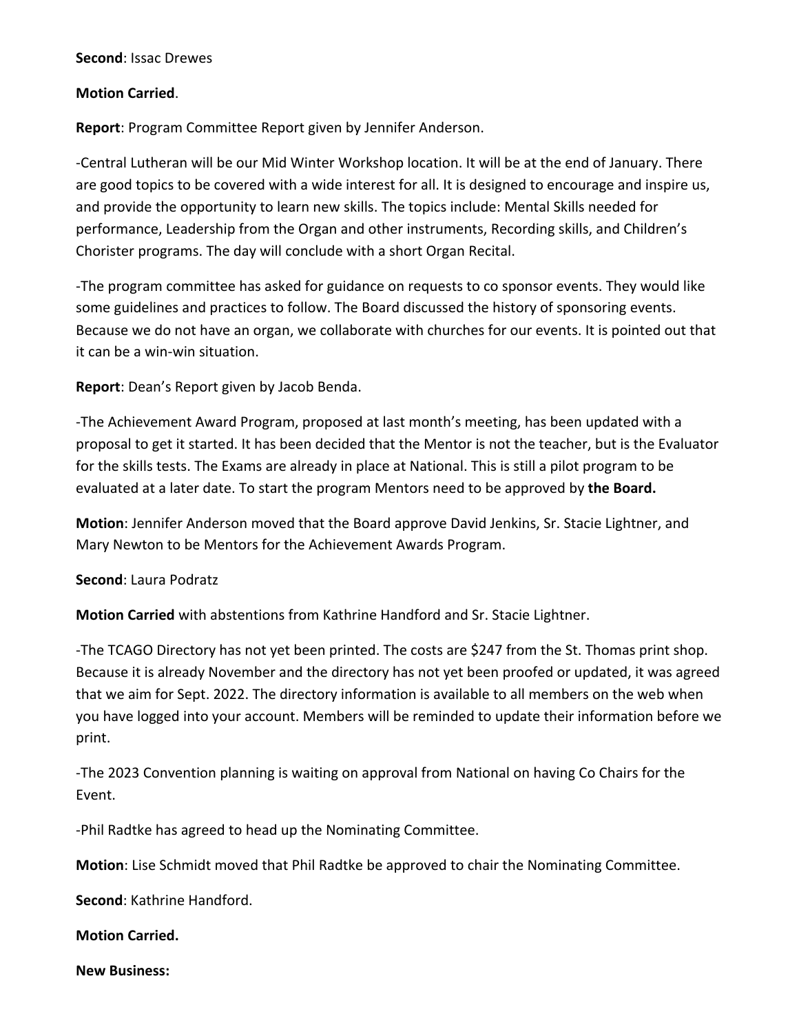**Second**: Issac Drewes

**Motion Carried**.

**Report**: Program Committee Report given by Jennifer Anderson.

-Central Lutheran will be our Mid Winter Workshop location. It will be at the end of January. There are good topics to be covered with a wide interest for all. It is designed to encourage and inspire us, and provide the opportunity to learn new skills. The topics include: Mental Skills needed for performance, Leadership from the Organ and other instruments, Recording skills, and Children's Chorister programs. The day will conclude with a short Organ Recital.

-The program committee has asked for guidance on requests to co sponsor events. They would like some guidelines and practices to follow. The Board discussed the history of sponsoring events. Because we do not have an organ, we collaborate with churches for our events. It is pointed out that it can be a win-win situation.

**Report**: Dean's Report given by Jacob Benda.

-The Achievement Award Program, proposed at last month's meeting, has been updated with a proposal to get it started. It has been decided that the Mentor is not the teacher, but is the Evaluator for the skills tests. The Exams are already in place at National. This is still a pilot program to be evaluated at a later date. To start the program Mentors need to be approved by **the Board.**

**Motion**: Jennifer Anderson moved that the Board approve David Jenkins, Sr. Stacie Lightner, and Mary Newton to be Mentors for the Achievement Awards Program.

**Second**: Laura Podratz

**Motion Carried** with abstentions from Kathrine Handford and Sr. Stacie Lightner.

-The TCAGO Directory has not yet been printed. The costs are $247 from the St. Thomas print shop. Because it is already November and the directory has not yet been proofed or updated, it was agreed that we aim for Sept. 2022. The directory information is available to all members on the web when you have logged into your account. Members will be reminded to update their information before we print.

-The 2023 Convention planning is waiting on approval from National on having Co Chairs for the Event.

-Phil Radtke has agreed to head up the Nominating Committee.

**Motion**: Lise Schmidt moved that Phil Radtke be approved to chair the Nominating Committee.

**Second**: Kathrine Handford.

**Motion Carried.**

**New Business:**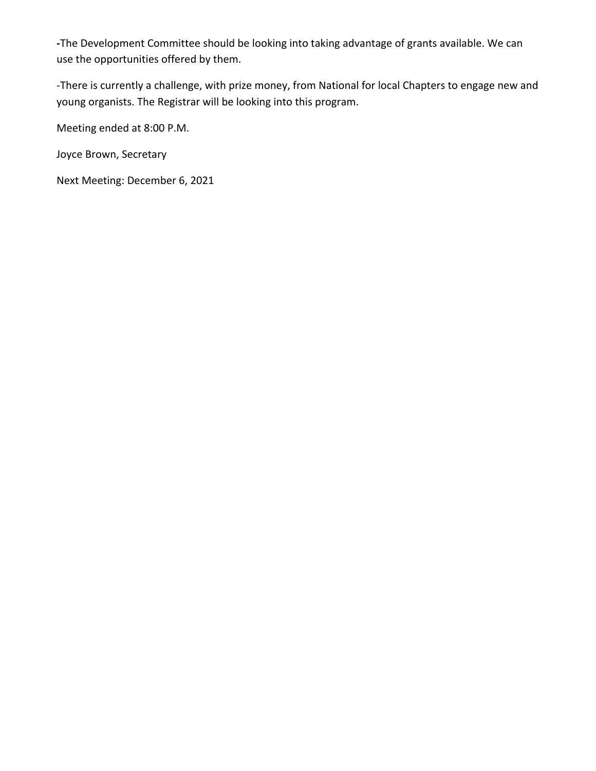-The Development Committee should be looking into taking advantage of grants available. We can use the opportunities offered by them.

-There is currently a challenge, with prize money, from National for local Chapters to engage new and young organists. The Registrar will be looking into this program.

Meeting ended at 8:00 P.M.

Joyce Brown, Secretary

Next Meeting: December 6, 2021